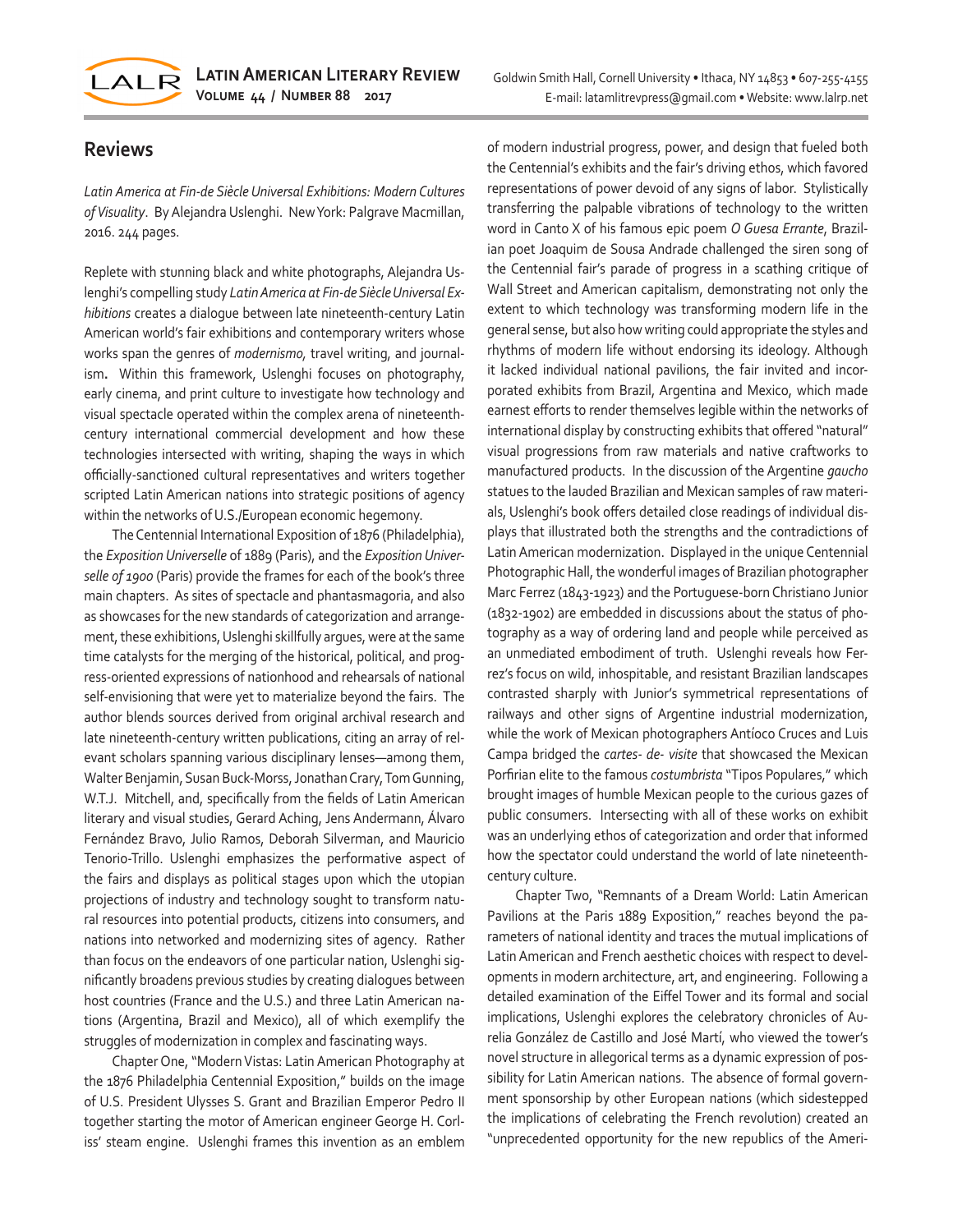## Reviews

*Latin America at Fin-de Siècle Universal Exhibitions: Modern Cultures of Visuality*. By Alejandra Uslenghi. New York: Palgrave Macmillan, 2016. 244 pages.

Replete with stunning black and white photographs, Alejandra Uslenghi's compelling study *Latin America at Fin-de Siècle Universal Exhibitions* creates a dialogue between late nineteenth-century Latin American world's fair exhibitions and contemporary writers whose works span the genres of *modernismo,* travel writing, and journalism**.** Within this framework, Uslenghi focuses on photography, early cinema, and print culture to investigate how technology and visual spectacle operated within the complex arena of nineteenth-century international commercial development and how these technologies intersected with writing, shaping the ways in which officially-sanctioned cultural representatives and writers together scripted Latin American nations into strategic positions of agency within the networks of U.S./European economic hegemony.

The Centennial International Exposition of 1876 (Philadelphia), the *Exposition Universelle* of 1889 (Paris), and the *Exposition Universelle of 1900* (Paris) provide the frames for each of the book's three main chapters. As sites of spectacle and phantasmagoria, and also as showcases for the new standards of categorization and arrangement, these exhibitions, Uslenghi skillfully argues, were at the same time catalysts for the merging of the historical, political, and progress-oriented expressions of nationhood and rehearsals of national self-envisioning that were yet to materialize beyond the fairs. The author blends sources derived from original archival research and late nineteenth-century written publications, citing an array of relevant scholars spanning various disciplinary lenses—among them, Walter Benjamin, Susan Buck-Morss, Jonathan Crary, Tom Gunning, W.T.J. Mitchell, and, specifically from the fields of Latin American literary and visual studies, Gerard Aching, Jens Andermann, Álvaro Fernández Bravo, Julio Ramos, Deborah Silverman, and Mauricio Tenorio-Trillo. Uslenghi emphasizes the performative aspect of the fairs and displays as political stages upon which the utopian projections of industry and technology sought to transform natural resources into potential products, citizens into consumers, and nations into networked and modernizing sites of agency. Rather than focus on the endeavors of one particular nation, Uslenghi significantly broadens previous studies by creating dialogues between host countries (France and the U.S.) and three Latin American nations (Argentina, Brazil and Mexico), all of which exemplify the struggles of modernization in complex and fascinating ways.

Chapter One, "Modern Vistas: Latin American Photography at the 1876 Philadelphia Centennial Exposition," builds on the image of U.S. President Ulysses S. Grant and Brazilian Emperor Pedro II together starting the motor of American engineer George H. Corliss' steam engine. Uslenghi frames this invention as an emblem of modern industrial progress, power, and design that fueled both the Centennial's exhibits and the fair's driving ethos, which favored representations of power devoid of any signs of labor. Stylistically transferring the palpable vibrations of technology to the written word in Canto X of his famous epic poem *O Guesa Errante*, Brazilian poet Joaquim de Sousa Andrade challenged the siren song of the Centennial fair's parade of progress in a scathing critique of Wall Street and American capitalism, demonstrating not only the extent to which technology was transforming modern life in the general sense, but also how writing could appropriate the styles and rhythms of modern life without endorsing its ideology. Although it lacked individual national pavilions, the fair invited and incorporated exhibits from Brazil, Argentina and Mexico, which made earnest efforts to render themselves legible within the networks of international display by constructing exhibits that offered "natural" visual progressions from raw materials and native craftworks to manufactured products. In the discussion of the Argentine *gaucho* statues to the lauded Brazilian and Mexican samples of raw materials, Uslenghi's book offers detailed close readings of individual displays that illustrated both the strengths and the contradictions of Latin American modernization. Displayed in the unique Centennial Photographic Hall, the wonderful images of Brazilian photographer Marc Ferrez (1843-1923) and the Portuguese-born Christiano Junior (1832-1902) are embedded in discussions about the status of photography as a way of ordering land and people while perceived as an unmediated embodiment of truth. Uslenghi reveals how Ferrez's focus on wild, inhospitable, and resistant Brazilian landscapes contrasted sharply with Junior's symmetrical representations of railways and other signs of Argentine industrial modernization, while the work of Mexican photographers Antíoco Cruces and Luis Campa bridged the *cartes- de- visite* that showcased the Mexican Porfirian elite to the famous *costumbrista* "Tipos Populares," which brought images of humble Mexican people to the curious gazes of public consumers. Intersecting with all of these works on exhibit was an underlying ethos of categorization and order that informed how the spectator could understand the world of late nineteenth-century culture.

Chapter Two, "Remnants of a Dream World: Latin American Pavilions at the Paris 1889 Exposition," reaches beyond the parameters of national identity and traces the mutual implications of Latin American and French aesthetic choices with respect to developments in modern architecture, art, and engineering. Following a detailed examination of the Eiffel Tower and its formal and social implications, Uslenghi explores the celebratory chronicles of Aurelia González de Castillo and José Martí, who viewed the tower's novel structure in allegorical terms as a dynamic expression of possibility for Latin American nations. The absence of formal government sponsorship by other European nations (which sidestepped the implications of celebrating the French revolution) created an "unprecedented opportunity for the new republics of the Ameri-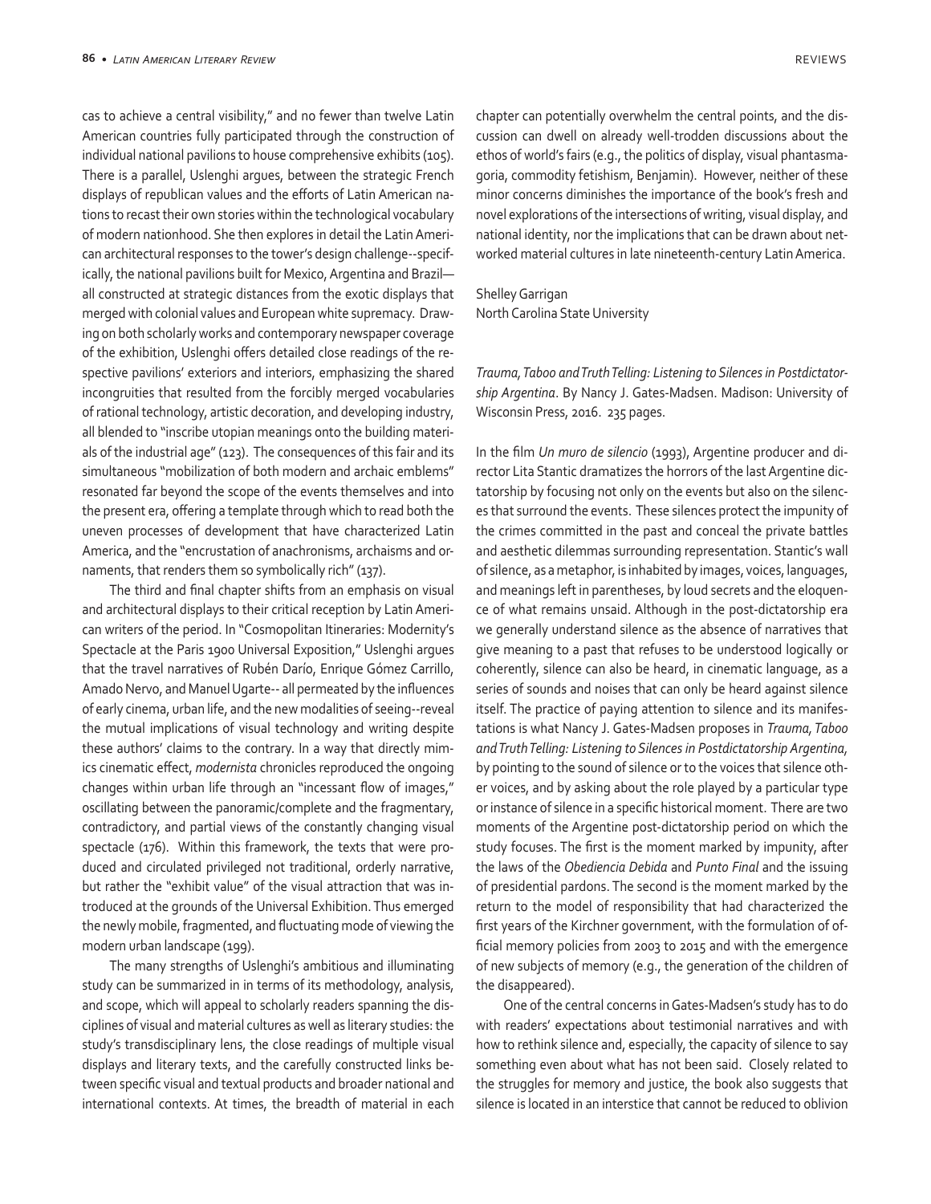cas to achieve a central visibility," and no fewer than twelve Latin American countries fully participated through the construction of individual national pavilions to house comprehensive exhibits (105). There is a parallel, Uslenghi argues, between the strategic French displays of republican values and the efforts of Latin American nations to recast their own stories within the technological vocabulary of modern nationhood. She then explores in detail the Latin American architectural responses to the tower's design challenge--specifically, the national pavilions built for Mexico, Argentina and Brazil—all constructed at strategic distances from the exotic displays that merged with colonial values and European white supremacy. Drawing on both scholarly works and contemporary newspaper coverage of the exhibition, Uslenghi offers detailed close readings of the respective pavilions' exteriors and interiors, emphasizing the shared incongruities that resulted from the forcibly merged vocabularies of rational technology, artistic decoration, and developing industry, all blended to "inscribe utopian meanings onto the building materials of the industrial age" (123). The consequences of this fair and its simultaneous "mobilization of both modern and archaic emblems" resonated far beyond the scope of the events themselves and into the present era, offering a template through which to read both the uneven processes of development that have characterized Latin America, and the "encrustation of anachronisms, archaisms and ornaments, that renders them so symbolically rich" (137).

The third and final chapter shifts from an emphasis on visual and architectural displays to their critical reception by Latin American writers of the period. In "Cosmopolitan Itineraries: Modernity's Spectacle at the Paris 1900 Universal Exposition," Uslenghi argues that the travel narratives of Rubén Darío, Enrique Gómez Carrillo, Amado Nervo, and Manuel Ugarte-- all permeated by the influences of early cinema, urban life, and the new modalities of seeing--reveal the mutual implications of visual technology and writing despite these authors' claims to the contrary. In a way that directly mimics cinematic effect, *modernista* chronicles reproduced the ongoing changes within urban life through an "incessant flow of images," oscillating between the panoramic/complete and the fragmentary, contradictory, and partial views of the constantly changing visual spectacle (176). Within this framework, the texts that were produced and circulated privileged not traditional, orderly narrative, but rather the "exhibit value" of the visual attraction that was introduced at the grounds of the Universal Exhibition. Thus emerged the newly mobile, fragmented, and fluctuating mode of viewing the modern urban landscape (199).

The many strengths of Uslenghi's ambitious and illuminating study can be summarized in in terms of its methodology, analysis, and scope, which will appeal to scholarly readers spanning the disciplines of visual and material cultures as well as literary studies: the study's transdisciplinary lens, the close readings of multiple visual displays and literary texts, and the carefully constructed links between specific visual and textual products and broader national and international contexts. At times, the breadth of material in each chapter can potentially overwhelm the central points, and the discussion can dwell on already well-trodden discussions about the ethos of world's fairs (e.g., the politics of display, visual phantasmagoria, commodity fetishism, Benjamin). However, neither of these minor concerns diminishes the importance of the book's fresh and novel explorations of the intersections of writing, visual display, and national identity, nor the implications that can be drawn about networked material cultures in late nineteenth-century Latin America.

Shelley Garrigan
North Carolina State University

*Trauma, Taboo and Truth Telling: Listening to Silences in Postdictatorship Argentina*. By Nancy J. Gates-Madsen. Madison: University of Wisconsin Press, 2016. 235 pages.

In the film *Un muro de silencio* (1993), Argentine producer and director Lita Stantic dramatizes the horrors of the last Argentine dictatorship by focusing not only on the events but also on the silences that surround the events. These silences protect the impunity of the crimes committed in the past and conceal the private battles and aesthetic dilemmas surrounding representation. Stantic's wall of silence, as a metaphor, is inhabited by images, voices, languages, and meanings left in parentheses, by loud secrets and the eloquence of what remains unsaid. Although in the post-dictatorship era we generally understand silence as the absence of narratives that give meaning to a past that refuses to be understood logically or coherently, silence can also be heard, in cinematic language, as a series of sounds and noises that can only be heard against silence itself. The practice of paying attention to silence and its manifestations is what Nancy J. Gates-Madsen proposes in *Trauma, Taboo and Truth Telling: Listening to Silences in Postdictatorship Argentina*, by pointing to the sound of silence or to the voices that silence other voices, and by asking about the role played by a particular type or instance of silence in a specific historical moment. There are two moments of the Argentine post-dictatorship period on which the study focuses. The first is the moment marked by impunity, after the laws of the *Obediencia Debida* and *Punto Final* and the issuing of presidential pardons. The second is the moment marked by the return to the model of responsibility that had characterized the first years of the Kirchner government, with the formulation of official memory policies from 2003 to 2015 and with the emergence of new subjects of memory (e.g., the generation of the children of the disappeared).

One of the central concerns in Gates-Madsen's study has to do with readers' expectations about testimonial narratives and with how to rethink silence and, especially, the capacity of silence to say something even about what has not been said. Closely related to the struggles for memory and justice, the book also suggests that silence is located in an interstice that cannot be reduced to oblivion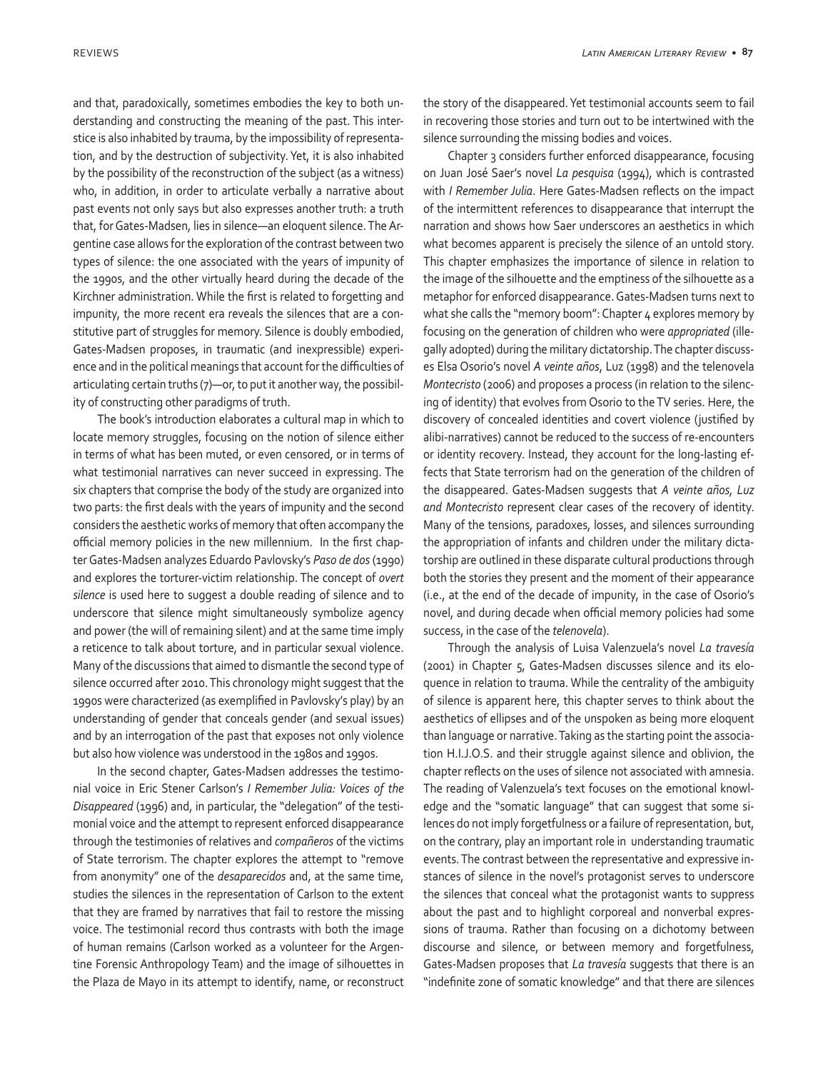and that, paradoxically, sometimes embodies the key to both understanding and constructing the meaning of the past. This interstice is also inhabited by trauma, by the impossibility of representation, and by the destruction of subjectivity. Yet, it is also inhabited by the possibility of the reconstruction of the subject (as a witness) who, in addition, in order to articulate verbally a narrative about past events not only says but also expresses another truth: a truth that, for Gates-Madsen, lies in silence—an eloquent silence. The Argentine case allows for the exploration of the contrast between two types of silence: the one associated with the years of impunity of the 1990s, and the other virtually heard during the decade of the Kirchner administration. While the first is related to forgetting and impunity, the more recent era reveals the silences that are a constitutive part of struggles for memory. Silence is doubly embodied, Gates-Madsen proposes, in traumatic (and inexpressible) experience and in the political meanings that account for the difficulties of articulating certain truths (7)—or, to put it another way, the possibility of constructing other paradigms of truth.

The book's introduction elaborates a cultural map in which to locate memory struggles, focusing on the notion of silence either in terms of what has been muted, or even censored, or in terms of what testimonial narratives can never succeed in expressing. The six chapters that comprise the body of the study are organized into two parts: the first deals with the years of impunity and the second considers the aesthetic works of memory that often accompany the official memory policies in the new millennium. In the first chapter Gates-Madsen analyzes Eduardo Pavlovsky's *Paso de dos* (1990) and explores the torturer-victim relationship. The concept of *overt silence* is used here to suggest a double reading of silence and to underscore that silence might simultaneously symbolize agency and power (the will of remaining silent) and at the same time imply a reticence to talk about torture, and in particular sexual violence. Many of the discussions that aimed to dismantle the second type of silence occurred after 2010. This chronology might suggest that the 1990s were characterized (as exemplified in Pavlovsky's play) by an understanding of gender that conceals gender (and sexual issues) and by an interrogation of the past that exposes not only violence but also how violence was understood in the 1980s and 1990s.

In the second chapter, Gates-Madsen addresses the testimonial voice in Eric Stener Carlson's *I Remember Julia: Voices of the Disappeared* (1996) and, in particular, the "delegation" of the testimonial voice and the attempt to represent enforced disappearance through the testimonies of relatives and *compañeros* of the victims of State terrorism. The chapter explores the attempt to "remove from anonymity" one of the *desaparecidos* and, at the same time, studies the silences in the representation of Carlson to the extent that they are framed by narratives that fail to restore the missing voice. The testimonial record thus contrasts with both the image of human remains (Carlson worked as a volunteer for the Argentine Forensic Anthropology Team) and the image of silhouettes in the Plaza de Mayo in its attempt to identify, name, or reconstruct the story of the disappeared. Yet testimonial accounts seem to fail in recovering those stories and turn out to be intertwined with the silence surrounding the missing bodies and voices.

Chapter 3 considers further enforced disappearance, focusing on Juan José Saer's novel *La pesquisa* (1994), which is contrasted with *I Remember Julia*. Here Gates-Madsen reflects on the impact of the intermittent references to disappearance that interrupt the narration and shows how Saer underscores an aesthetics in which what becomes apparent is precisely the silence of an untold story. This chapter emphasizes the importance of silence in relation to the image of the silhouette and the emptiness of the silhouette as a metaphor for enforced disappearance. Gates-Madsen turns next to what she calls the "memory boom": Chapter 4 explores memory by focusing on the generation of children who were *appropriated* (illegally adopted) during the military dictatorship. The chapter discusses Elsa Osorio's novel *A veinte años*, Luz (1998) and the telenovela *Montecristo* (2006) and proposes a process (in relation to the silencing of identity) that evolves from Osorio to the TV series. Here, the discovery of concealed identities and covert violence (justified by alibi-narratives) cannot be reduced to the success of re-encounters or identity recovery. Instead, they account for the long-lasting effects that State terrorism had on the generation of the children of the disappeared. Gates-Madsen suggests that *A veinte años, Luz and Montecristo* represent clear cases of the recovery of identity. Many of the tensions, paradoxes, losses, and silences surrounding the appropriation of infants and children under the military dictatorship are outlined in these disparate cultural productions through both the stories they present and the moment of their appearance (i.e., at the end of the decade of impunity, in the case of Osorio's novel, and during decade when official memory policies had some success, in the case of the *telenovela*).

Through the analysis of Luisa Valenzuela's novel *La travesía* (2001) in Chapter 5, Gates-Madsen discusses silence and its eloquence in relation to trauma. While the centrality of the ambiguity of silence is apparent here, this chapter serves to think about the aesthetics of ellipses and of the unspoken as being more eloquent than language or narrative. Taking as the starting point the association H.I.J.O.S. and their struggle against silence and oblivion, the chapter reflects on the uses of silence not associated with amnesia. The reading of Valenzuela's text focuses on the emotional knowledge and the "somatic language" that can suggest that some silences do not imply forgetfulness or a failure of representation, but, on the contrary, play an important role in understanding traumatic events. The contrast between the representative and expressive instances of silence in the novel's protagonist serves to underscore the silences that conceal what the protagonist wants to suppress about the past and to highlight corporeal and nonverbal expressions of trauma. Rather than focusing on a dichotomy between discourse and silence, or between memory and forgetfulness, Gates-Madsen proposes that *La travesía* suggests that there is an "indefinite zone of somatic knowledge" and that there are silences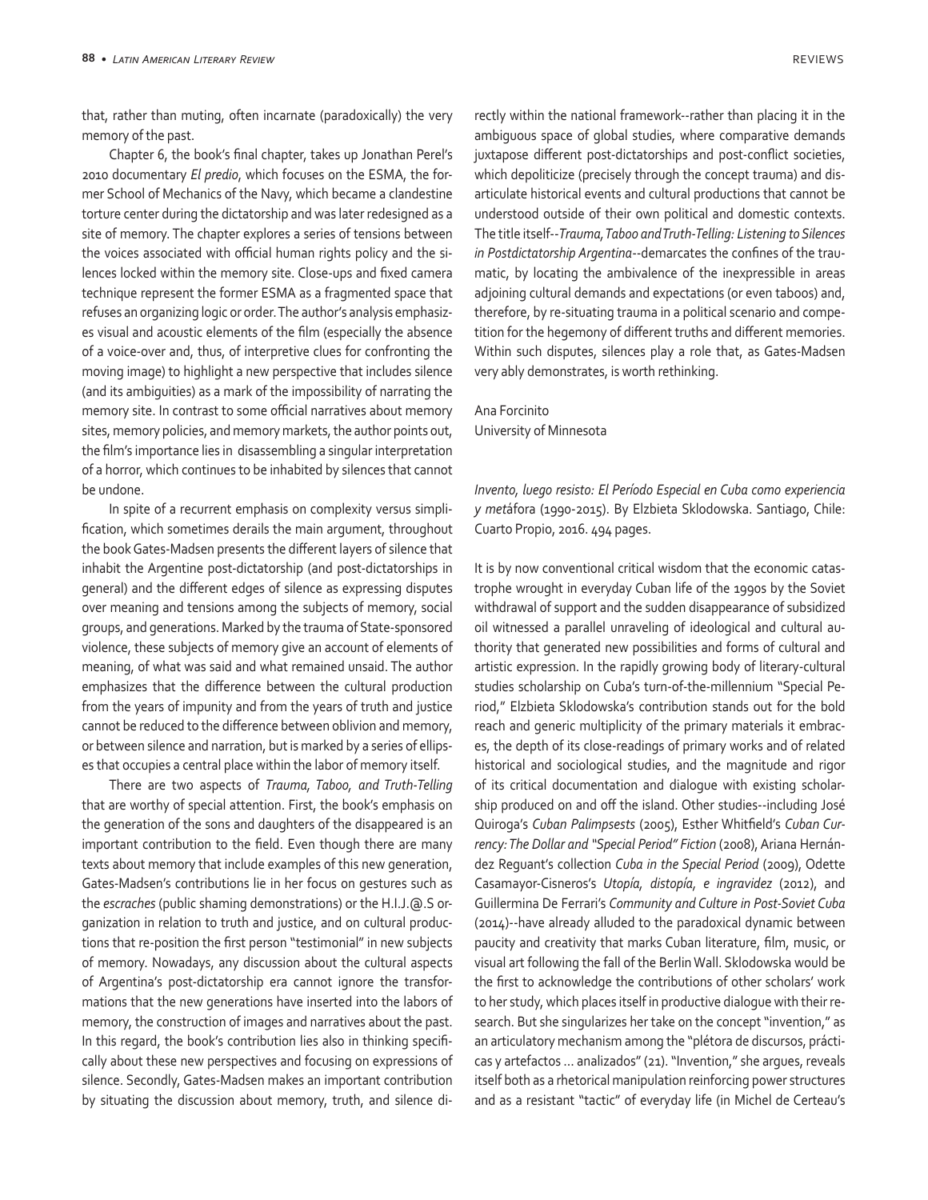that, rather than muting, often incarnate (paradoxically) the very memory of the past.

Chapter 6, the book's final chapter, takes up Jonathan Perel's 2010 documentary *El predio*, which focuses on the ESMA, the former School of Mechanics of the Navy, which became a clandestine torture center during the dictatorship and was later redesigned as a site of memory. The chapter explores a series of tensions between the voices associated with official human rights policy and the silences locked within the memory site. Close-ups and fixed camera technique represent the former ESMA as a fragmented space that refuses an organizing logic or order. The author's analysis emphasizes visual and acoustic elements of the film (especially the absence of a voice-over and, thus, of interpretive clues for confronting the moving image) to highlight a new perspective that includes silence (and its ambiguities) as a mark of the impossibility of narrating the memory site. In contrast to some official narratives about memory sites, memory policies, and memory markets, the author points out, the film's importance lies in disassembling a singular interpretation of a horror, which continues to be inhabited by silences that cannot be undone.

In spite of a recurrent emphasis on complexity versus simplification, which sometimes derails the main argument, throughout the book Gates-Madsen presents the different layers of silence that inhabit the Argentine post-dictatorship (and post-dictatorships in general) and the different edges of silence as expressing disputes over meaning and tensions among the subjects of memory, social groups, and generations. Marked by the trauma of State-sponsored violence, these subjects of memory give an account of elements of meaning, of what was said and what remained unsaid. The author emphasizes that the difference between the cultural production from the years of impunity and from the years of truth and justice cannot be reduced to the difference between oblivion and memory, or between silence and narration, but is marked by a series of ellipses that occupies a central place within the labor of memory itself.

There are two aspects of *Trauma, Taboo, and Truth-Telling* that are worthy of special attention. First, the book's emphasis on the generation of the sons and daughters of the disappeared is an important contribution to the field. Even though there are many texts about memory that include examples of this new generation, Gates-Madsen's contributions lie in her focus on gestures such as the *escraches* (public shaming demonstrations) or the H.I.J.@.S organization in relation to truth and justice, and on cultural productions that re-position the first person "testimonial" in new subjects of memory. Nowadays, any discussion about the cultural aspects of Argentina's post-dictatorship era cannot ignore the transformations that the new generations have inserted into the labors of memory, the construction of images and narratives about the past. In this regard, the book's contribution lies also in thinking specifically about these new perspectives and focusing on expressions of silence. Secondly, Gates-Madsen makes an important contribution by situating the discussion about memory, truth, and silence directly within the national framework--rather than placing it in the ambiguous space of global studies, where comparative demands juxtapose different post-dictatorships and post-conflict societies, which depoliticize (precisely through the concept trauma) and disarticulate historical events and cultural productions that cannot be understood outside of their own political and domestic contexts. The title itself--*Trauma, Taboo and Truth-Telling: Listening to Silences in Postdictatorship Argentina*--demarcates the confines of the traumatic, by locating the ambivalence of the inexpressible in areas adjoining cultural demands and expectations (or even taboos) and, therefore, by re-situating trauma in a political scenario and competition for the hegemony of different truths and different memories. Within such disputes, silences play a role that, as Gates-Madsen very ably demonstrates, is worth rethinking.

Ana Forcinito
University of Minnesota

*Invento, luego resisto: El Período Especial en Cuba como experiencia y metáfora (1990-2015)*. By Elzbieta Sklodowska. Santiago, Chile: Cuarto Propio, 2016. 494 pages.

It is by now conventional critical wisdom that the economic catastrophe wrought in everyday Cuban life of the 1990s by the Soviet withdrawal of support and the sudden disappearance of subsidized oil witnessed a parallel unraveling of ideological and cultural authority that generated new possibilities and forms of cultural and artistic expression. In the rapidly growing body of literary-cultural studies scholarship on Cuba's turn-of-the-millennium "Special Period," Elzbieta Sklodowska's contribution stands out for the bold reach and generic multiplicity of the primary materials it embraces, the depth of its close-readings of primary works and of related historical and sociological studies, and the magnitude and rigor of its critical documentation and dialogue with existing scholarship produced on and off the island. Other studies--including José Quiroga's *Cuban Palimpsests* (2005), Esther Whitfield's *Cuban Currency: The Dollar and "Special Period" Fiction* (2008), Ariana Hernández Reguant's collection *Cuba in the Special Period* (2009), Odette Casamayor-Cisneros's *Utopía, distopía, e ingravidez* (2012), and Guillermina De Ferrari's *Community and Culture in Post-Soviet Cuba* (2014)--have already alluded to the paradoxical dynamic between paucity and creativity that marks Cuban literature, film, music, or visual art following the fall of the Berlin Wall. Sklodowska would be the first to acknowledge the contributions of other scholars' work to her study, which places itself in productive dialogue with their research. But she singularizes her take on the concept "invention," as an articulatory mechanism among the "plétora de discursos, prácticas y artefactos ... analizados" (21). "Invention," she argues, reveals itself both as a rhetorical manipulation reinforcing power structures and as a resistant "tactic" of everyday life (in Michel de Certeau's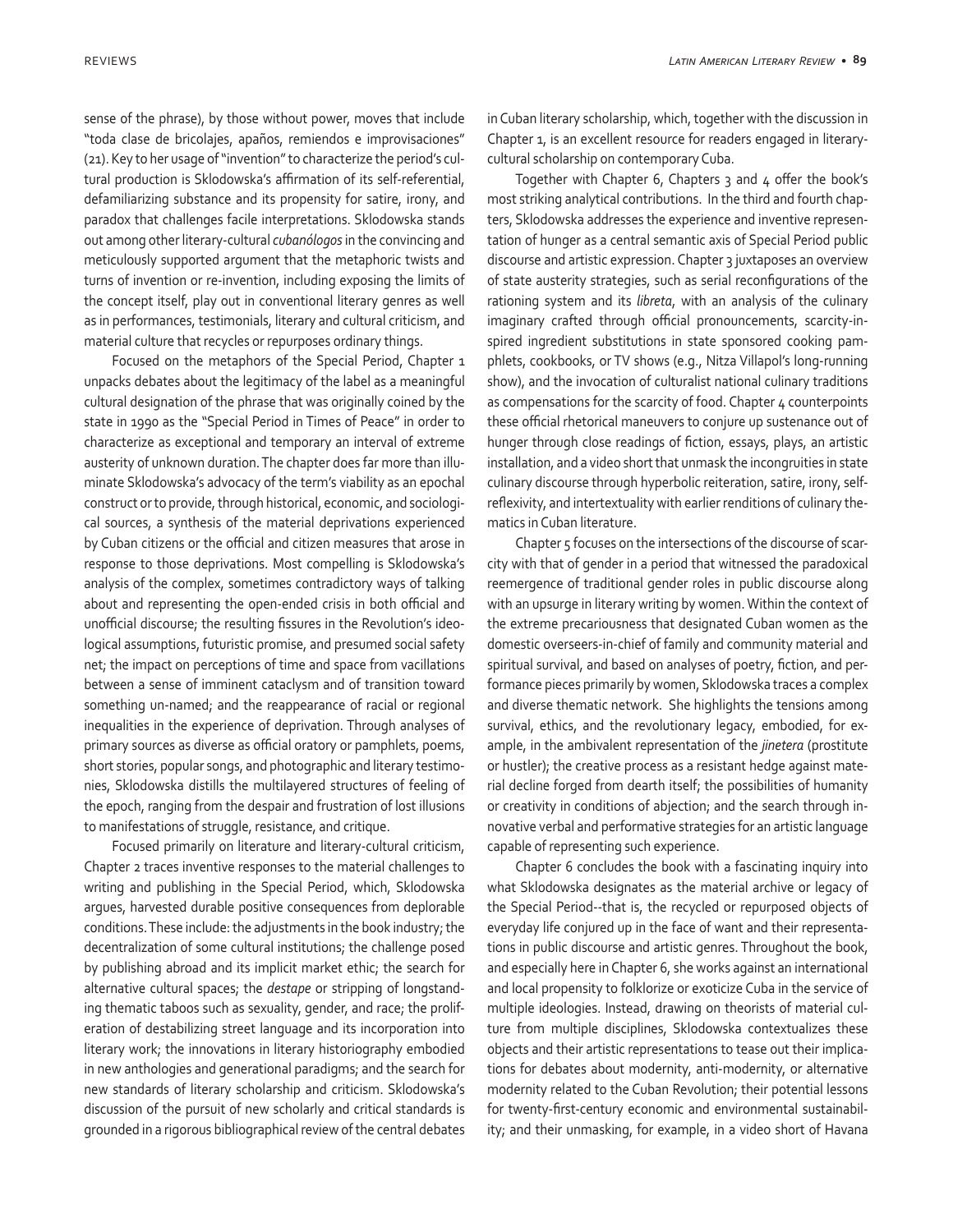sense of the phrase), by those without power, moves that include "toda clase de bricolajes, apaños, remiendos e improvisaciones" (21). Key to her usage of "invention" to characterize the period's cultural production is Sklodowska's affirmation of its self-referential, defamiliarizing substance and its propensity for satire, irony, and paradox that challenges facile interpretations. Sklodowska stands out among other literary-cultural *cubanólogos* in the convincing and meticulously supported argument that the metaphoric twists and turns of invention or re-invention, including exposing the limits of the concept itself, play out in conventional literary genres as well as in performances, testimonials, literary and cultural criticism, and material culture that recycles or repurposes ordinary things.

Focused on the metaphors of the Special Period, Chapter 1 unpacks debates about the legitimacy of the label as a meaningful cultural designation of the phrase that was originally coined by the state in 1990 as the "Special Period in Times of Peace" in order to characterize as exceptional and temporary an interval of extreme austerity of unknown duration. The chapter does far more than illuminate Sklodowska's advocacy of the term's viability as an epochal construct or to provide, through historical, economic, and sociological sources, a synthesis of the material deprivations experienced by Cuban citizens or the official and citizen measures that arose in response to those deprivations. Most compelling is Sklodowska's analysis of the complex, sometimes contradictory ways of talking about and representing the open-ended crisis in both official and unofficial discourse; the resulting fissures in the Revolution's ideological assumptions, futuristic promise, and presumed social safety net; the impact on perceptions of time and space from vacillations between a sense of imminent cataclysm and of transition toward something un-named; and the reappearance of racial or regional inequalities in the experience of deprivation. Through analyses of primary sources as diverse as official oratory or pamphlets, poems, short stories, popular songs, and photographic and literary testimonies, Sklodowska distills the multilayered structures of feeling of the epoch, ranging from the despair and frustration of lost illusions to manifestations of struggle, resistance, and critique.

Focused primarily on literature and literary-cultural criticism, Chapter 2 traces inventive responses to the material challenges to writing and publishing in the Special Period, which, Sklodowska argues, harvested durable positive consequences from deplorable conditions. These include: the adjustments in the book industry; the decentralization of some cultural institutions; the challenge posed by publishing abroad and its implicit market ethic; the search for alternative cultural spaces; the *destape* or stripping of longstanding thematic taboos such as sexuality, gender, and race; the proliferation of destabilizing street language and its incorporation into literary work; the innovations in literary historiography embodied in new anthologies and generational paradigms; and the search for new standards of literary scholarship and criticism. Sklodowska's discussion of the pursuit of new scholarly and critical standards is grounded in a rigorous bibliographical review of the central debates in Cuban literary scholarship, which, together with the discussion in Chapter 1, is an excellent resource for readers engaged in literary-cultural scholarship on contemporary Cuba.

Together with Chapter 6, Chapters 3 and 4 offer the book's most striking analytical contributions. In the third and fourth chapters, Sklodowska addresses the experience and inventive representation of hunger as a central semantic axis of Special Period public discourse and artistic expression. Chapter 3 juxtaposes an overview of state austerity strategies, such as serial reconfigurations of the rationing system and its *libreta*, with an analysis of the culinary imaginary crafted through official pronouncements, scarcity-inspired ingredient substitutions in state sponsored cooking pamphlets, cookbooks, or TV shows (e.g., Nitza Villapol's long-running show), and the invocation of culturalist national culinary traditions as compensations for the scarcity of food. Chapter 4 counterpoints these official rhetorical maneuvers to conjure up sustenance out of hunger through close readings of fiction, essays, plays, an artistic installation, and a video short that unmask the incongruities in state culinary discourse through hyperbolic reiteration, satire, irony, self-reflexivity, and intertextuality with earlier renditions of culinary thematics in Cuban literature.

Chapter 5 focuses on the intersections of the discourse of scarcity with that of gender in a period that witnessed the paradoxical reemergence of traditional gender roles in public discourse along with an upsurge in literary writing by women. Within the context of the extreme precariousness that designated Cuban women as the domestic overseers-in-chief of family and community material and spiritual survival, and based on analyses of poetry, fiction, and performance pieces primarily by women, Sklodowska traces a complex and diverse thematic network. She highlights the tensions among survival, ethics, and the revolutionary legacy, embodied, for example, in the ambivalent representation of the *jinetera* (prostitute or hustler); the creative process as a resistant hedge against material decline forged from dearth itself; the possibilities of humanity or creativity in conditions of abjection; and the search through innovative verbal and performative strategies for an artistic language capable of representing such experience.

Chapter 6 concludes the book with a fascinating inquiry into what Sklodowska designates as the material archive or legacy of the Special Period--that is, the recycled or repurposed objects of everyday life conjured up in the face of want and their representations in public discourse and artistic genres. Throughout the book, and especially here in Chapter 6, she works against an international and local propensity to folklorize or exoticize Cuba in the service of multiple ideologies. Instead, drawing on theorists of material culture from multiple disciplines, Sklodowska contextualizes these objects and their artistic representations to tease out their implications for debates about modernity, anti-modernity, or alternative modernity related to the Cuban Revolution; their potential lessons for twenty-first-century economic and environmental sustainability; and their unmasking, for example, in a video short of Havana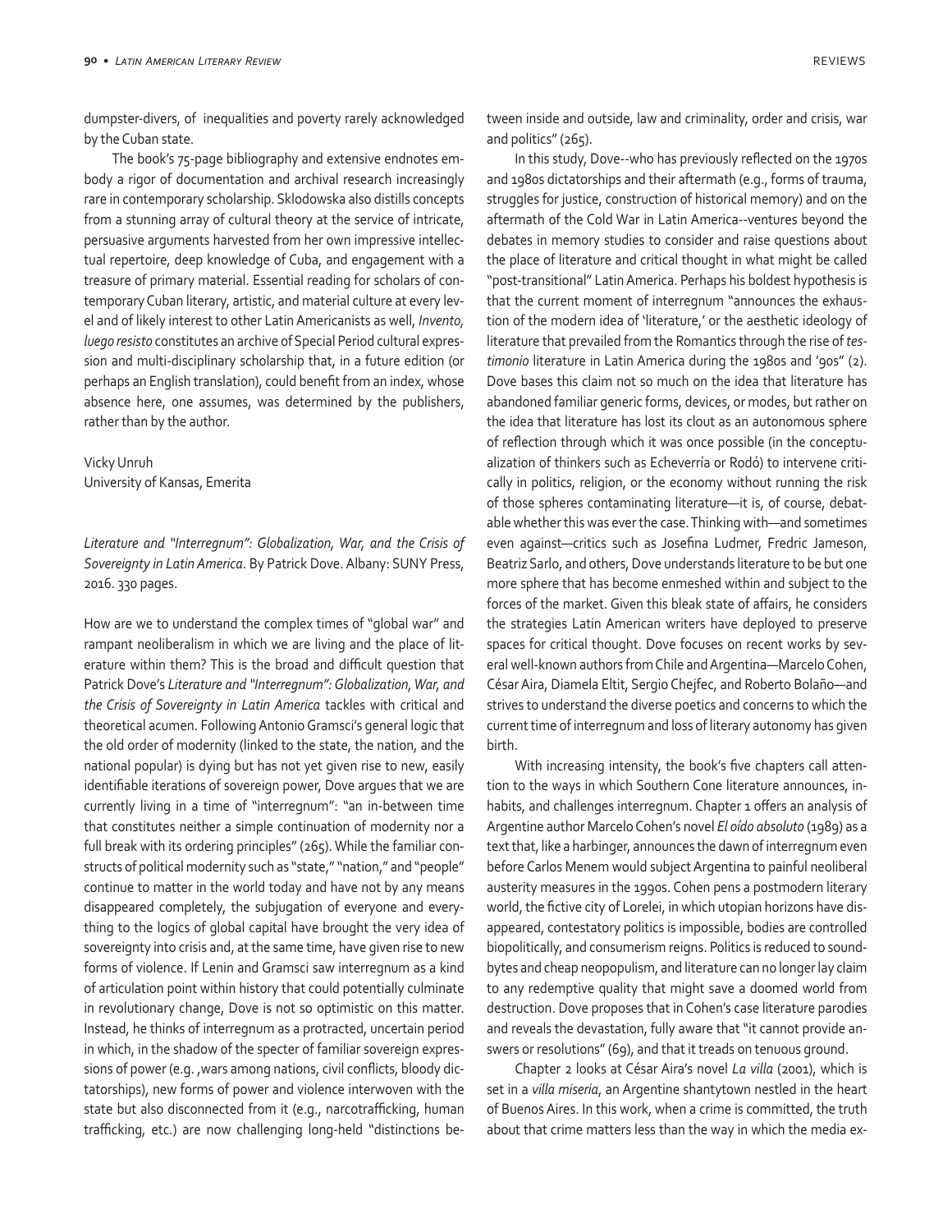dumpster-divers, of inequalities and poverty rarely acknowledged by the Cuban state.

The book's 75-page bibliography and extensive endnotes embody a rigor of documentation and archival research increasingly rare in contemporary scholarship. Sklodowska also distills concepts from a stunning array of cultural theory at the service of intricate, persuasive arguments harvested from her own impressive intellectual repertoire, deep knowledge of Cuba, and engagement with a treasure of primary material. Essential reading for scholars of contemporary Cuban literary, artistic, and material culture at every level and of likely interest to other Latin Americanists as well, *Invento, luego resisto* constitutes an archive of Special Period cultural expression and multi-disciplinary scholarship that, in a future edition (or perhaps an English translation), could benefit from an index, whose absence here, one assumes, was determined by the publishers, rather than by the author.

Vicky Unruh
University of Kansas, Emerita

*Literature and "Interregnum": Globalization, War, and the Crisis of Sovereignty in Latin America*. By Patrick Dove. Albany: SUNY Press, 2016. 330 pages.

How are we to understand the complex times of "global war" and rampant neoliberalism in which we are living and the place of literature within them? This is the broad and difficult question that Patrick Dove's *Literature and "Interregnum": Globalization, War, and the Crisis of Sovereignty in Latin America* tackles with critical and theoretical acumen. Following Antonio Gramsci's general logic that the old order of modernity (linked to the state, the nation, and the national popular) is dying but has not yet given rise to new, easily identifiable iterations of sovereign power, Dove argues that we are currently living in a time of "interregnum": "an in-between time that constitutes neither a simple continuation of modernity nor a full break with its ordering principles" (265). While the familiar constructs of political modernity such as "state," "nation," and "people" continue to matter in the world today and have not by any means disappeared completely, the subjugation of everyone and everything to the logics of global capital have brought the very idea of sovereignty into crisis and, at the same time, have given rise to new forms of violence. If Lenin and Gramsci saw interregnum as a kind of articulation point within history that could potentially culminate in revolutionary change, Dove is not so optimistic on this matter. Instead, he thinks of interregnum as a protracted, uncertain period in which, in the shadow of the specter of familiar sovereign expressions of power (e.g. ,wars among nations, civil conflicts, bloody dictatorships), new forms of power and violence interwoven with the state but also disconnected from it (e.g., narcotrafficking, human trafficking, etc.) are now challenging long-held "distinctions between inside and outside, law and criminality, order and crisis, war and politics" (265).

In this study, Dove--who has previously reflected on the 1970s and 1980s dictatorships and their aftermath (e.g., forms of trauma, struggles for justice, construction of historical memory) and on the aftermath of the Cold War in Latin America--ventures beyond the debates in memory studies to consider and raise questions about the place of literature and critical thought in what might be called "post-transitional" Latin America. Perhaps his boldest hypothesis is that the current moment of interregnum "announces the exhaustion of the modern idea of 'literature,' or the aesthetic ideology of literature that prevailed from the Romantics through the rise of *testimonio* literature in Latin America during the 1980s and '90s" (2). Dove bases this claim not so much on the idea that literature has abandoned familiar generic forms, devices, or modes, but rather on the idea that literature has lost its clout as an autonomous sphere of reflection through which it was once possible (in the conceptualization of thinkers such as Echeverría or Rodó) to intervene critically in politics, religion, or the economy without running the risk of those spheres contaminating literature—it is, of course, debatable whether this was ever the case. Thinking with—and sometimes even against—critics such as Josefina Ludmer, Fredric Jameson, Beatriz Sarlo, and others, Dove understands literature to be but one more sphere that has become enmeshed within and subject to the forces of the market. Given this bleak state of affairs, he considers the strategies Latin American writers have deployed to preserve spaces for critical thought. Dove focuses on recent works by several well-known authors from Chile and Argentina—Marcelo Cohen, César Aira, Diamela Eltit, Sergio Chejfec, and Roberto Bolaño—and strives to understand the diverse poetics and concerns to which the current time of interregnum and loss of literary autonomy has given birth.

With increasing intensity, the book's five chapters call attention to the ways in which Southern Cone literature announces, inhabits, and challenges interregnum. Chapter 1 offers an analysis of Argentine author Marcelo Cohen's novel *El oído absoluto* (1989) as a text that, like a harbinger, announces the dawn of interregnum even before Carlos Menem would subject Argentina to painful neoliberal austerity measures in the 1990s. Cohen pens a postmodern literary world, the fictive city of Lorelei, in which utopian horizons have disappeared, contestatory politics is impossible, bodies are controlled biopolitically, and consumerism reigns. Politics is reduced to soundbytes and cheap neopopulism, and literature can no longer lay claim to any redemptive quality that might save a doomed world from destruction. Dove proposes that in Cohen's case literature parodies and reveals the devastation, fully aware that "it cannot provide answers or resolutions" (69), and that it treads on tenuous ground.

Chapter 2 looks at César Aira's novel *La villa* (2001), which is set in a *villa miseria*, an Argentine shantytown nestled in the heart of Buenos Aires. In this work, when a crime is committed, the truth about that crime matters less than the way in which the media ex-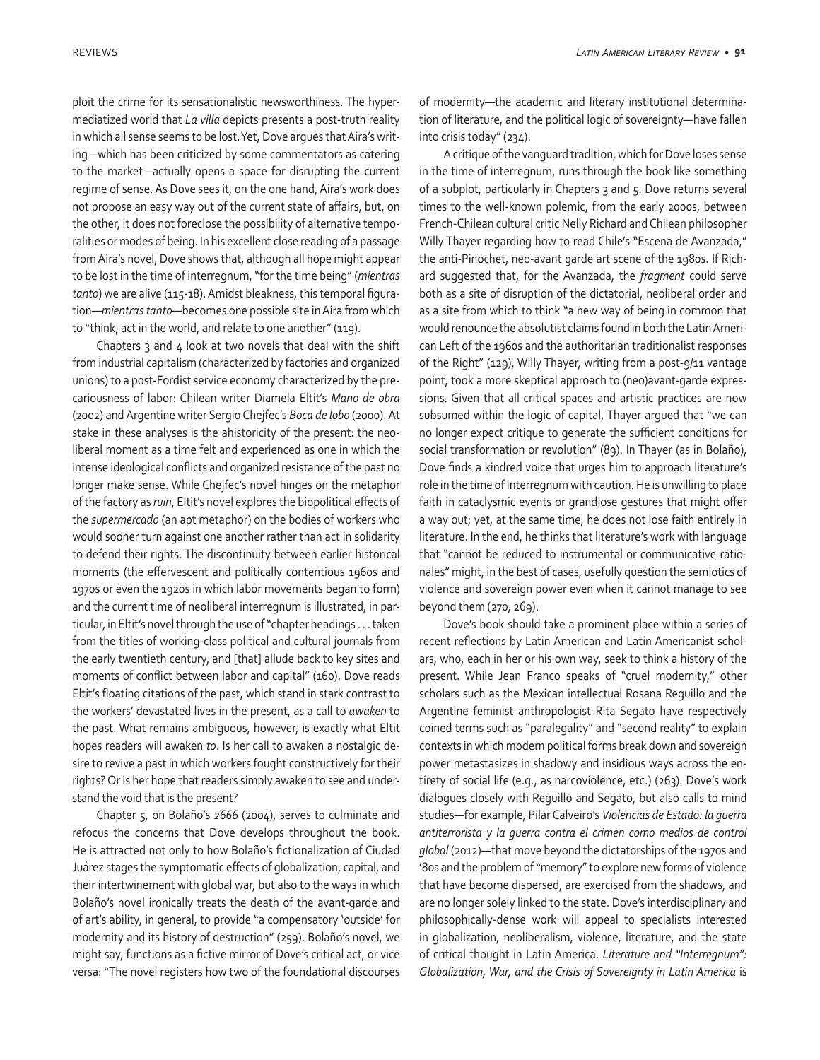ploit the crime for its sensationalistic newsworthiness. The hypermediatized world that *La villa* depicts presents a post-truth reality in which all sense seems to be lost. Yet, Dove argues that Aira's writing—which has been criticized by some commentators as catering to the market—actually opens a space for disrupting the current regime of sense. As Dove sees it, on the one hand, Aira's work does not propose an easy way out of the current state of affairs, but, on the other, it does not foreclose the possibility of alternative temporalities or modes of being. In his excellent close reading of a passage from Aira's novel, Dove shows that, although all hope might appear to be lost in the time of interregnum, "for the time being" (*mientras tanto*) we are alive (115-18). Amidst bleakness, this temporal figuration—*mientras tanto*—becomes one possible site in Aira from which to "think, act in the world, and relate to one another" (119).

Chapters 3 and 4 look at two novels that deal with the shift from industrial capitalism (characterized by factories and organized unions) to a post-Fordist service economy characterized by the precariousness of labor: Chilean writer Diamela Eltit's *Mano de obra* (2002) and Argentine writer Sergio Chejfec's *Boca de lobo* (2000). At stake in these analyses is the ahistoricity of the present: the neoliberal moment as a time felt and experienced as one in which the intense ideological conflicts and organized resistance of the past no longer make sense. While Chejfec's novel hinges on the metaphor of the factory as *ruin*, Eltit's novel explores the biopolitical effects of the *supermercado* (an apt metaphor) on the bodies of workers who would sooner turn against one another rather than act in solidarity to defend their rights. The discontinuity between earlier historical moments (the effervescent and politically contentious 1960s and 1970s or even the 1920s in which labor movements began to form) and the current time of neoliberal interregnum is illustrated, in particular, in Eltit's novel through the use of "chapter headings . . . taken from the titles of working-class political and cultural journals from the early twentieth century, and [that] allude back to key sites and moments of conflict between labor and capital" (160). Dove reads Eltit's floating citations of the past, which stand in stark contrast to the workers' devastated lives in the present, as a call to *awaken* to the past. What remains ambiguous, however, is exactly what Eltit hopes readers will awaken *to*. Is her call to awaken a nostalgic desire to revive a past in which workers fought constructively for their rights? Or is her hope that readers simply awaken to see and understand the void that is the present?

Chapter 5, on Bolaño's *2666* (2004), serves to culminate and refocus the concerns that Dove develops throughout the book. He is attracted not only to how Bolaño's fictionalization of Ciudad Juárez stages the symptomatic effects of globalization, capital, and their intertwinement with global war, but also to the ways in which Bolaño's novel ironically treats the death of the avant-garde and of art's ability, in general, to provide "a compensatory 'outside' for modernity and its history of destruction" (259). Bolaño's novel, we might say, functions as a fictive mirror of Dove's critical act, or vice versa: "The novel registers how two of the foundational discourses of modernity—the academic and literary institutional determination of literature, and the political logic of sovereignty—have fallen into crisis today" (234).

A critique of the vanguard tradition, which for Dove loses sense in the time of interregnum, runs through the book like something of a subplot, particularly in Chapters 3 and 5. Dove returns several times to the well-known polemic, from the early 2000s, between French-Chilean cultural critic Nelly Richard and Chilean philosopher Willy Thayer regarding how to read Chile's "Escena de Avanzada," the anti-Pinochet, neo-avant garde art scene of the 1980s. If Richard suggested that, for the Avanzada, the *fragment* could serve both as a site of disruption of the dictatorial, neoliberal order and as a site from which to think "a new way of being in common that would renounce the absolutist claims found in both the Latin American Left of the 1960s and the authoritarian traditionalist responses of the Right" (129), Willy Thayer, writing from a post-9/11 vantage point, took a more skeptical approach to (neo)avant-garde expressions. Given that all critical spaces and artistic practices are now subsumed within the logic of capital, Thayer argued that "we can no longer expect critique to generate the sufficient conditions for social transformation or revolution" (89). In Thayer (as in Bolaño), Dove finds a kindred voice that urges him to approach literature's role in the time of interregnum with caution. He is unwilling to place faith in cataclysmic events or grandiose gestures that might offer a way out; yet, at the same time, he does not lose faith entirely in literature. In the end, he thinks that literature's work with language that "cannot be reduced to instrumental or communicative rationales" might, in the best of cases, usefully question the semiotics of violence and sovereign power even when it cannot manage to see beyond them (270, 269).

Dove's book should take a prominent place within a series of recent reflections by Latin American and Latin Americanist scholars, who, each in her or his own way, seek to think a history of the present. While Jean Franco speaks of "cruel modernity," other scholars such as the Mexican intellectual Rosana Reguillo and the Argentine feminist anthropologist Rita Segato have respectively coined terms such as "paralegality" and "second reality" to explain contexts in which modern political forms break down and sovereign power metastasizes in shadowy and insidious ways across the entirety of social life (e.g., as narcoviolence, etc.) (263). Dove's work dialogues closely with Reguillo and Segato, but also calls to mind studies—for example, Pilar Calveiro's *Violencias de Estado: la guerra antiterrorista y la guerra contra el crimen como medios de control global* (2012)—that move beyond the dictatorships of the 1970s and '80s and the problem of "memory" to explore new forms of violence that have become dispersed, are exercised from the shadows, and are no longer solely linked to the state. Dove's interdisciplinary and philosophically-dense work will appeal to specialists interested in globalization, neoliberalism, violence, literature, and the state of critical thought in Latin America. *Literature and "Interregnum": Globalization, War, and the Crisis of Sovereignty in Latin America* is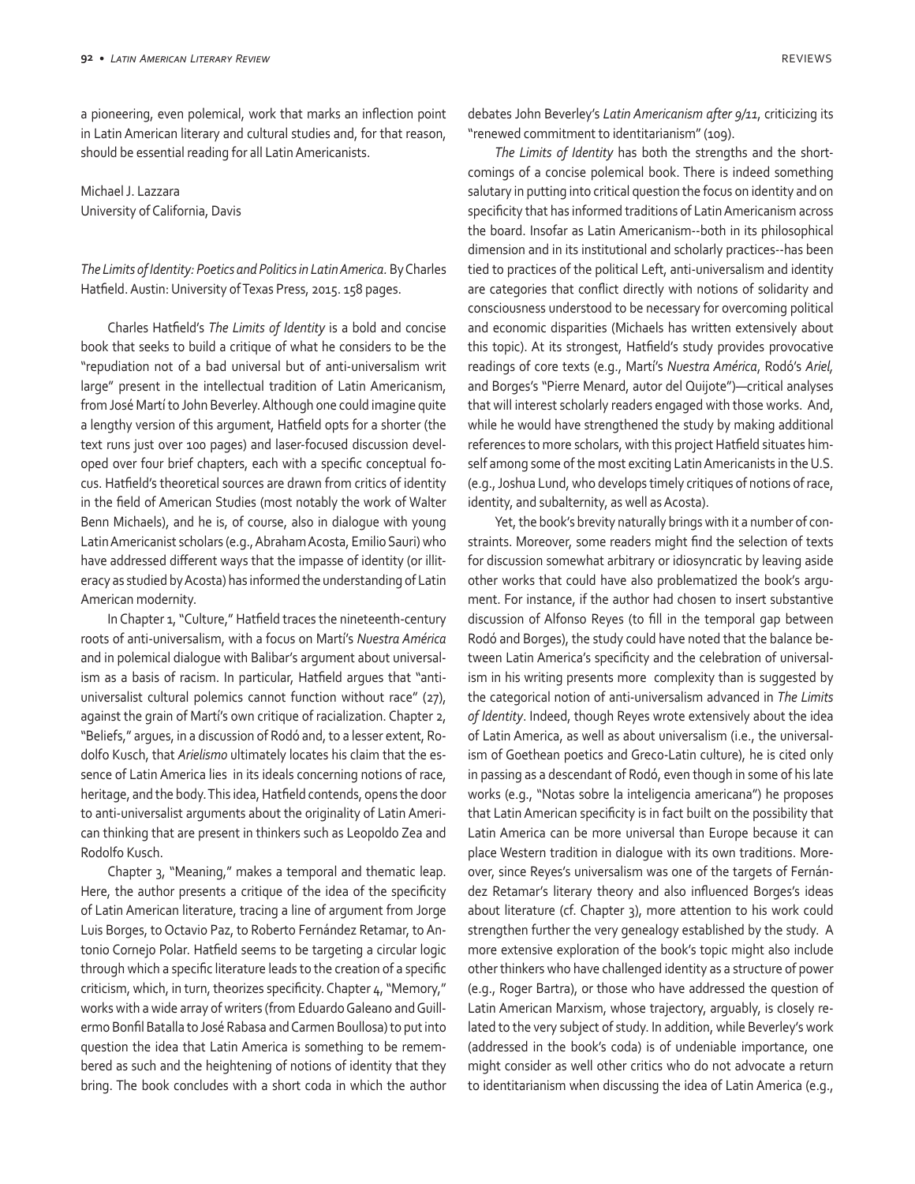a pioneering, even polemical, work that marks an inflection point in Latin American literary and cultural studies and, for that reason, should be essential reading for all Latin Americanists.

Michael J. Lazzara
University of California, Davis

*The Limits of Identity: Poetics and Politics in Latin America*. By Charles Hatfield. Austin: University of Texas Press, 2015. 158 pages.

Charles Hatfield's *The Limits of Identity* is a bold and concise book that seeks to build a critique of what he considers to be the "repudiation not of a bad universal but of anti-universalism writ large" present in the intellectual tradition of Latin Americanism, from José Martí to John Beverley. Although one could imagine quite a lengthy version of this argument, Hatfield opts for a shorter (the text runs just over 100 pages) and laser-focused discussion developed over four brief chapters, each with a specific conceptual focus. Hatfield's theoretical sources are drawn from critics of identity in the field of American Studies (most notably the work of Walter Benn Michaels), and he is, of course, also in dialogue with young Latin Americanist scholars (e.g., Abraham Acosta, Emilio Sauri) who have addressed different ways that the impasse of identity (or illiteracy as studied by Acosta) has informed the understanding of Latin American modernity.

In Chapter 1, "Culture," Hatfield traces the nineteenth-century roots of anti-universalism, with a focus on Martí's *Nuestra América* and in polemical dialogue with Balibar's argument about universalism as a basis of racism. In particular, Hatfield argues that "anti-universalist cultural polemics cannot function without race" (27), against the grain of Martí's own critique of racialization. Chapter 2, "Beliefs," argues, in a discussion of Rodó and, to a lesser extent, Rodolfo Kusch, that *Arielismo* ultimately locates his claim that the essence of Latin America lies in its ideals concerning notions of race, heritage, and the body. This idea, Hatfield contends, opens the door to anti-universalist arguments about the originality of Latin American thinking that are present in thinkers such as Leopoldo Zea and Rodolfo Kusch.

Chapter 3, "Meaning," makes a temporal and thematic leap. Here, the author presents a critique of the idea of the specificity of Latin American literature, tracing a line of argument from Jorge Luis Borges, to Octavio Paz, to Roberto Fernández Retamar, to Antonio Cornejo Polar. Hatfield seems to be targeting a circular logic through which a specific literature leads to the creation of a specific criticism, which, in turn, theorizes specificity. Chapter 4, "Memory," works with a wide array of writers (from Eduardo Galeano and Guillermo Bonfil Batalla to José Rabasa and Carmen Boullosa) to put into question the idea that Latin America is something to be remembered as such and the heightening of notions of identity that they bring. The book concludes with a short coda in which the author debates John Beverley's *Latin Americanism after 9/11*, criticizing its "renewed commitment to identitarianism" (109).

*The Limits of Identity* has both the strengths and the shortcomings of a concise polemical book. There is indeed something salutary in putting into critical question the focus on identity and on specificity that has informed traditions of Latin Americanism across the board. Insofar as Latin Americanism--both in its philosophical dimension and in its institutional and scholarly practices--has been tied to practices of the political Left, anti-universalism and identity are categories that conflict directly with notions of solidarity and consciousness understood to be necessary for overcoming political and economic disparities (Michaels has written extensively about this topic). At its strongest, Hatfield's study provides provocative readings of core texts (e.g., Martí's *Nuestra América*, Rodó's *Ariel*, and Borges's "Pierre Menard, autor del Quijote")—critical analyses that will interest scholarly readers engaged with those works. And, while he would have strengthened the study by making additional references to more scholars, with this project Hatfield situates himself among some of the most exciting Latin Americanists in the U.S. (e.g., Joshua Lund, who develops timely critiques of notions of race, identity, and subalternity, as well as Acosta).

Yet, the book's brevity naturally brings with it a number of constraints. Moreover, some readers might find the selection of texts for discussion somewhat arbitrary or idiosyncratic by leaving aside other works that could have also problematized the book's argument. For instance, if the author had chosen to insert substantive discussion of Alfonso Reyes (to fill in the temporal gap between Rodó and Borges), the study could have noted that the balance between Latin America's specificity and the celebration of universalism in his writing presents more complexity than is suggested by the categorical notion of anti-universalism advanced in *The Limits of Identity*. Indeed, though Reyes wrote extensively about the idea of Latin America, as well as about universalism (i.e., the universalism of Goethean poetics and Greco-Latin culture), he is cited only in passing as a descendant of Rodó, even though in some of his late works (e.g., "Notas sobre la inteligencia americana") he proposes that Latin American specificity is in fact built on the possibility that Latin America can be more universal than Europe because it can place Western tradition in dialogue with its own traditions. Moreover, since Reyes's universalism was one of the targets of Fernández Retamar's literary theory and also influenced Borges's ideas about literature (cf. Chapter 3), more attention to his work could strengthen further the very genealogy established by the study. A more extensive exploration of the book's topic might also include other thinkers who have challenged identity as a structure of power (e.g., Roger Bartra), or those who have addressed the question of Latin American Marxism, whose trajectory, arguably, is closely related to the very subject of study. In addition, while Beverley's work (addressed in the book's coda) is of undeniable importance, one might consider as well other critics who do not advocate a return to identitarianism when discussing the idea of Latin America (e.g.,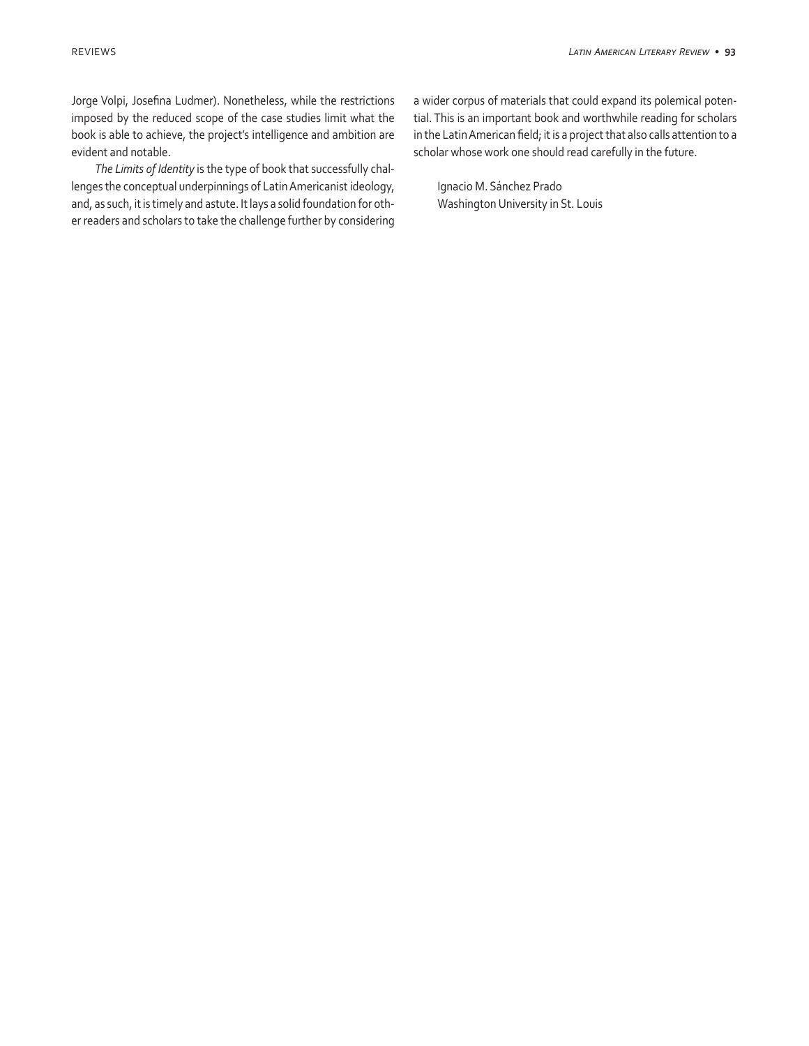Jorge Volpi, Josefina Ludmer). Nonetheless, while the restrictions imposed by the reduced scope of the case studies limit what the book is able to achieve, the project's intelligence and ambition are evident and notable.

*The Limits of Identity* is the type of book that successfully challenges the conceptual underpinnings of Latin Americanist ideology, and, as such, it is timely and astute. It lays a solid foundation for other readers and scholars to take the challenge further by considering a wider corpus of materials that could expand its polemical potential. This is an important book and worthwhile reading for scholars in the Latin American field; it is a project that also calls attention to a scholar whose work one should read carefully in the future.

Ignacio M. Sánchez Prado
Washington University in St. Louis